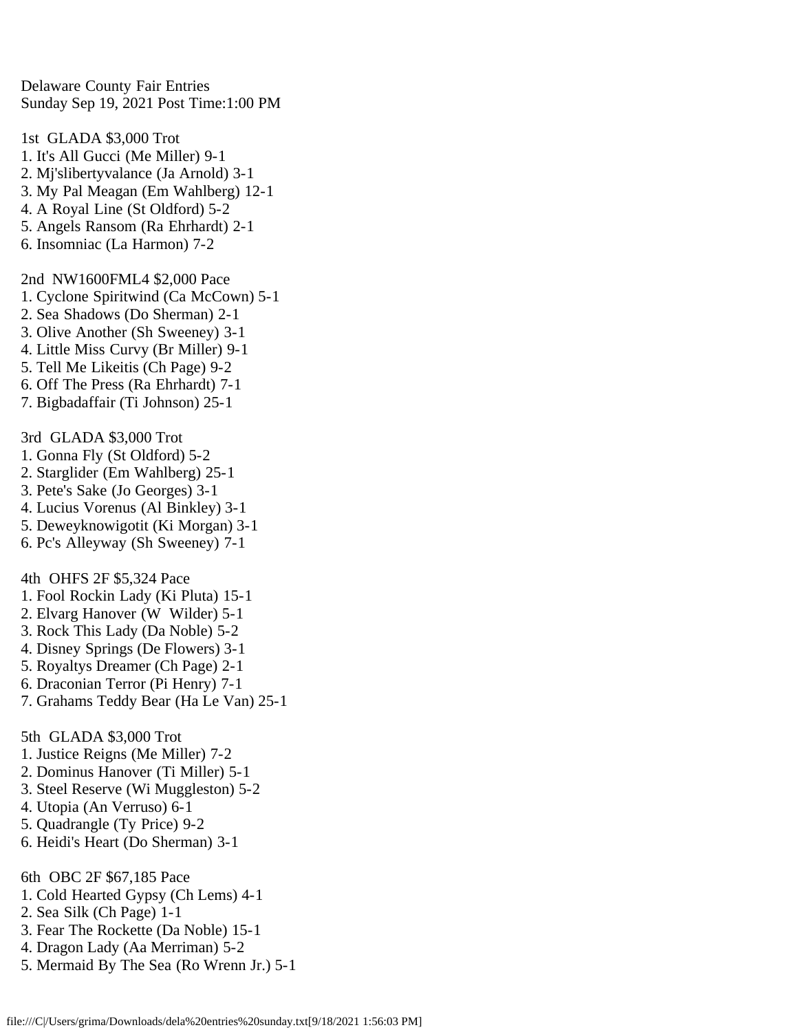Delaware County Fair Entries
Sunday Sep 19, 2021 Post Time:1:00 PM

1st GLADA $3,000 Trot
1. It's All Gucci (Me Miller) 9-1
2. Mj'slibertyvalance (Ja Arnold) 3-1
3. My Pal Meagan (Em Wahlberg) 12-1
4. A Royal Line (St Oldford) 5-2
5. Angels Ransom (Ra Ehrhardt) 2-1
6. Insomniac (La Harmon) 7-2

2nd NW1600FML4 $2,000 Pace
1. Cyclone Spiritwind (Ca McCown) 5-1
2. Sea Shadows (Do Sherman) 2-1
3. Olive Another (Sh Sweeney) 3-1
4. Little Miss Curvy (Br Miller) 9-1
5. Tell Me Likeitis (Ch Page) 9-2
6. Off The Press (Ra Ehrhardt) 7-1
7. Bigbadaffair (Ti Johnson) 25-1

3rd GLADA $3,000 Trot
1. Gonna Fly (St Oldford) 5-2
2. Starglider (Em Wahlberg) 25-1
3. Pete's Sake (Jo Georges) 3-1
4. Lucius Vorenus (Al Binkley) 3-1
5. Deweyknowigotit (Ki Morgan) 3-1
6. Pc's Alleyway (Sh Sweeney) 7-1

4th OHFS 2F $5,324 Pace
1. Fool Rockin Lady (Ki Pluta) 15-1
2. Elvarg Hanover (W Wilder) 5-1
3. Rock This Lady (Da Noble) 5-2
4. Disney Springs (De Flowers) 3-1
5. Royaltys Dreamer (Ch Page) 2-1
6. Draconian Terror (Pi Henry) 7-1
7. Grahams Teddy Bear (Ha Le Van) 25-1

5th GLADA $3,000 Trot
1. Justice Reigns (Me Miller) 7-2
2. Dominus Hanover (Ti Miller) 5-1
3. Steel Reserve (Wi Muggleston) 5-2
4. Utopia (An Verruso) 6-1
5. Quadrangle (Ty Price) 9-2
6. Heidi's Heart (Do Sherman) 3-1

6th OBC 2F $67,185 Pace
1. Cold Hearted Gypsy (Ch Lems) 4-1
2. Sea Silk (Ch Page) 1-1
3. Fear The Rockette (Da Noble) 15-1
4. Dragon Lady (Aa Merriman) 5-2
5. Mermaid By The Sea (Ro Wrenn Jr.) 5-1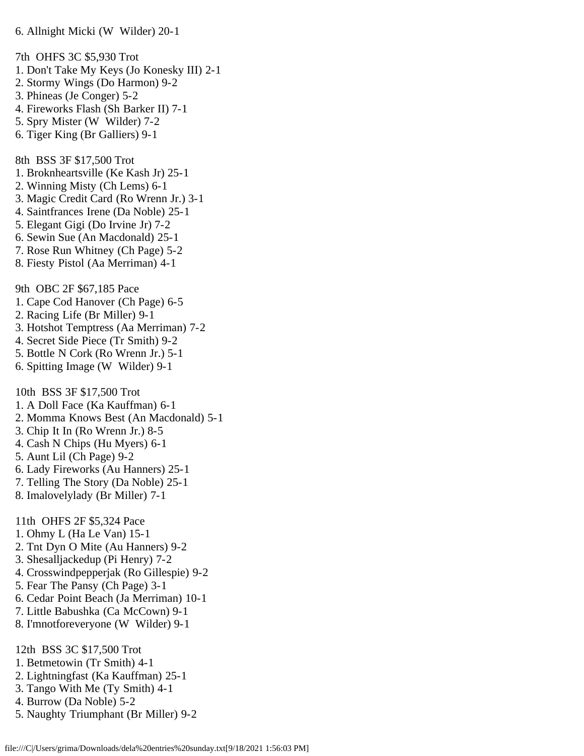6. Allnight Micki (W  Wilder) 20-1

7th  OHFS 3C $5,930 Trot
1. Don't Take My Keys (Jo Konesky III) 2-1
2. Stormy Wings (Do Harmon) 9-2
3. Phineas (Je Conger) 5-2
4. Fireworks Flash (Sh Barker II) 7-1
5. Spry Mister (W  Wilder) 7-2
6. Tiger King (Br Galliers) 9-1

8th  BSS 3F $17,500 Trot
1. Broknheartsville (Ke Kash Jr) 25-1
2. Winning Misty (Ch Lems) 6-1
3. Magic Credit Card (Ro Wrenn Jr.) 3-1
4. Saintfrances Irene (Da Noble) 25-1
5. Elegant Gigi (Do Irvine Jr) 7-2
6. Sewin Sue (An Macdonald) 25-1
7. Rose Run Whitney (Ch Page) 5-2
8. Fiesty Pistol (Aa Merriman) 4-1

9th  OBC 2F $67,185 Pace
1. Cape Cod Hanover (Ch Page) 6-5
2. Racing Life (Br Miller) 9-1
3. Hotshot Temptress (Aa Merriman) 7-2
4. Secret Side Piece (Tr Smith) 9-2
5. Bottle N Cork (Ro Wrenn Jr.) 5-1
6. Spitting Image (W  Wilder) 9-1

10th  BSS 3F $17,500 Trot
1. A Doll Face (Ka Kauffman) 6-1
2. Momma Knows Best (An Macdonald) 5-1
3. Chip It In (Ro Wrenn Jr.) 8-5
4. Cash N Chips (Hu Myers) 6-1
5. Aunt Lil (Ch Page) 9-2
6. Lady Fireworks (Au Hanners) 25-1
7. Telling The Story (Da Noble) 25-1
8. Imalovelylady (Br Miller) 7-1

11th  OHFS 2F $5,324 Pace
1. Ohmy L (Ha Le Van) 15-1
2. Tnt Dyn O Mite (Au Hanners) 9-2
3. Shesalljackedup (Pi Henry) 7-2
4. Crosswindpepperjak (Ro Gillespie) 9-2
5. Fear The Pansy (Ch Page) 3-1
6. Cedar Point Beach (Ja Merriman) 10-1
7. Little Babushka (Ca McCown) 9-1
8. I'mnotforeveryone (W  Wilder) 9-1

12th  BSS 3C $17,500 Trot
1. Betmetowin (Tr Smith) 4-1
2. Lightningfast (Ka Kauffman) 25-1
3. Tango With Me (Ty Smith) 4-1
4. Burrow (Da Noble) 5-2
5. Naughty Triumphant (Br Miller) 9-2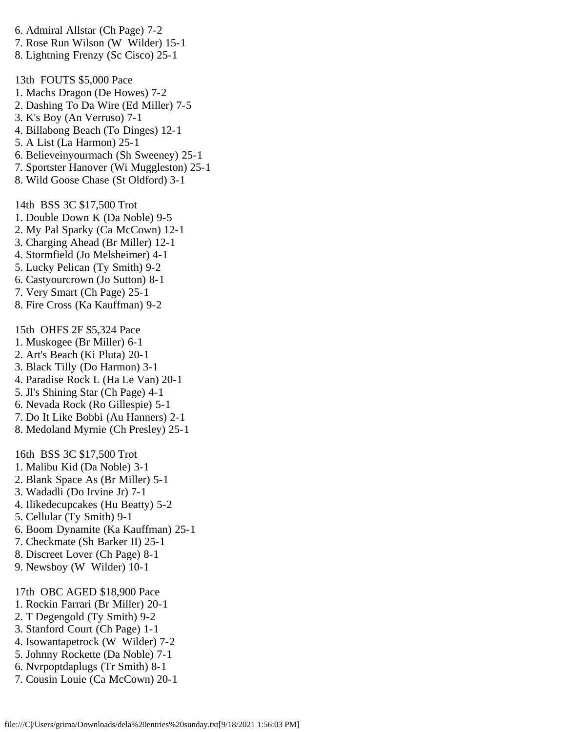6. Admiral Allstar (Ch Page) 7-2
7. Rose Run Wilson (W  Wilder) 15-1
8. Lightning Frenzy (Sc Cisco) 25-1

13th  FOUTS $5,000 Pace
1. Machs Dragon (De Howes) 7-2
2. Dashing To Da Wire (Ed Miller) 7-5
3. K's Boy (An Verruso) 7-1
4. Billabong Beach (To Dinges) 12-1
5. A List (La Harmon) 25-1
6. Believeinyourmach (Sh Sweeney) 25-1
7. Sportster Hanover (Wi Muggleston) 25-1
8. Wild Goose Chase (St Oldford) 3-1

14th  BSS 3C $17,500 Trot
1. Double Down K (Da Noble) 9-5
2. My Pal Sparky (Ca McCown) 12-1
3. Charging Ahead (Br Miller) 12-1
4. Stormfield (Jo Melsheimer) 4-1
5. Lucky Pelican (Ty Smith) 9-2
6. Castyourcrown (Jo Sutton) 8-1
7. Very Smart (Ch Page) 25-1
8. Fire Cross (Ka Kauffman) 9-2

15th  OHFS 2F $5,324 Pace
1. Muskogee (Br Miller) 6-1
2. Art's Beach (Ki Pluta) 20-1
3. Black Tilly (Do Harmon) 3-1
4. Paradise Rock L (Ha Le Van) 20-1
5. Jl's Shining Star (Ch Page) 4-1
6. Nevada Rock (Ro Gillespie) 5-1
7. Do It Like Bobbi (Au Hanners) 2-1
8. Medoland Myrnie (Ch Presley) 25-1

16th  BSS 3C $17,500 Trot
1. Malibu Kid (Da Noble) 3-1
2. Blank Space As (Br Miller) 5-1
3. Wadadli (Do Irvine Jr) 7-1
4. Ilikedecupcakes (Hu Beatty) 5-2
5. Cellular (Ty Smith) 9-1
6. Boom Dynamite (Ka Kauffman) 25-1
7. Checkmate (Sh Barker II) 25-1
8. Discreet Lover (Ch Page) 8-1
9. Newsboy (W  Wilder) 10-1

17th  OBC AGED $18,900 Pace
1. Rockin Farrari (Br Miller) 20-1
2. T Degengold (Ty Smith) 9-2
3. Stanford Court (Ch Page) 1-1
4. Isowantapetrock (W  Wilder) 7-2
5. Johnny Rockette (Da Noble) 7-1
6. Nvrpoptdaplugs (Tr Smith) 8-1
7. Cousin Louie (Ca McCown) 20-1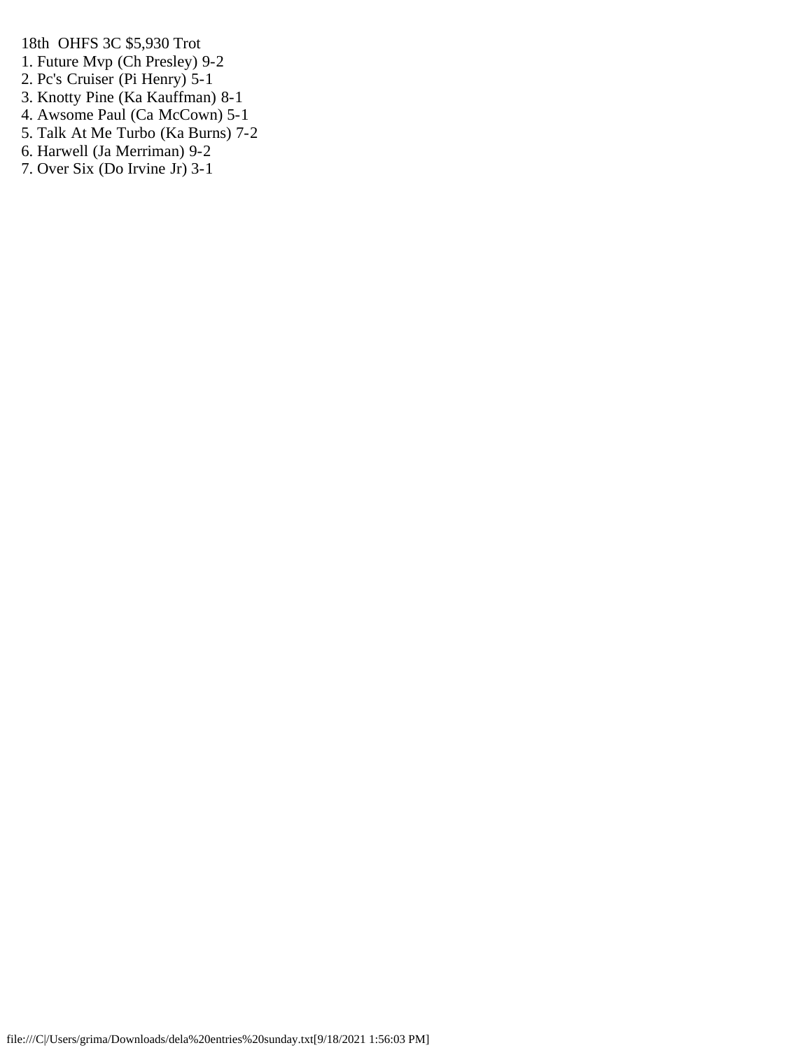18th OHFS 3C $5,930 Trot

1. Future Mvp (Ch Presley) 9-2
2. Pc's Cruiser (Pi Henry) 5-1
3. Knotty Pine (Ka Kauffman) 8-1
4. Awsome Paul (Ca McCown) 5-1
5. Talk At Me Turbo (Ka Burns) 7-2
6. Harwell (Ja Merriman) 9-2
7. Over Six (Do Irvine Jr) 3-1